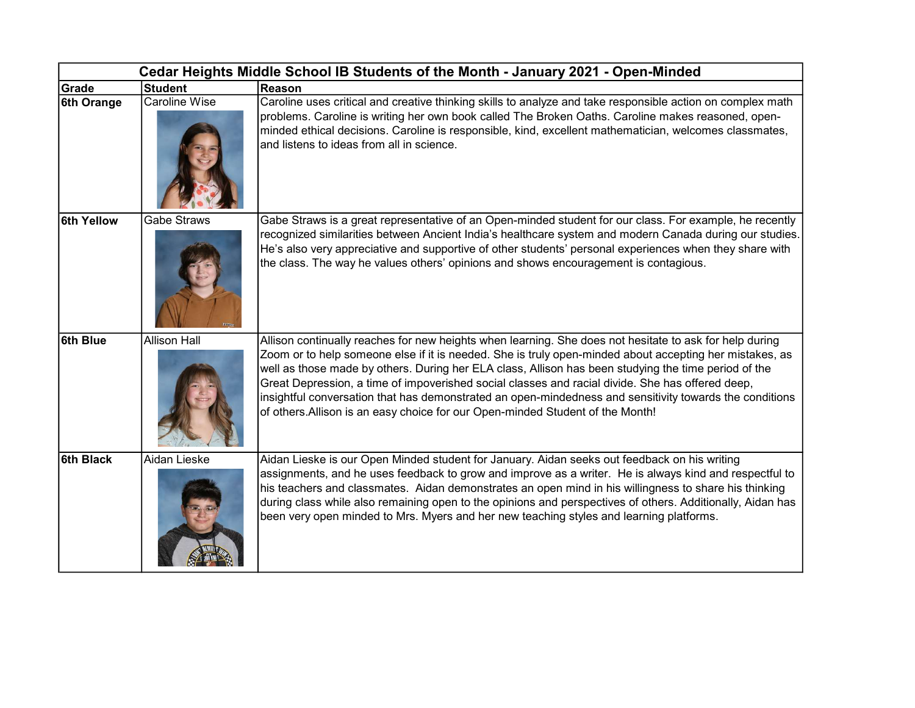| Cedar Heights Middle School IB Students of the Month - January 2021 - Open-Minded | | |
|---|---|---|
| **Grade** | **Student** | **Reason** |
| **6th Orange** | Caroline Wise | Caroline uses critical and creative thinking skills to analyze and take responsible action on complex math problems. Caroline is writing her own book called The Broken Oaths. Caroline makes reasoned, open-minded ethical decisions. Caroline is responsible, kind, excellent mathematician, welcomes classmates, and listens to ideas from all in science. |
| **6th Yellow** | Gabe Straws | Gabe Straws is a great representative of an Open-minded student for our class. For example, he recently recognized similarities between Ancient India's healthcare system and modern Canada during our studies. He's also very appreciative and supportive of other students' personal experiences when they share with the class. The way he values others' opinions and shows encouragement is contagious. |
| **6th Blue** | Allison Hall | Allison continually reaches for new heights when learning. She does not hesitate to ask for help during Zoom or to help someone else if it is needed. She is truly open-minded about accepting her mistakes, as well as those made by others. During her ELA class, Allison has been studying the time period of the Great Depression, a time of impoverished social classes and racial divide. She has offered deep, insightful conversation that has demonstrated an open-mindedness and sensitivity towards the conditions of others.Allison is an easy choice for our Open-minded Student of the Month! |
| **6th Black** | Aidan Lieske | Aidan Lieske is our Open Minded student for January. Aidan seeks out feedback on his writing assignments, and he uses feedback to grow and improve as a writer. He is always kind and respectful to his teachers and classmates. Aidan demonstrates an open mind in his willingness to share his thinking during class while also remaining open to the opinions and perspectives of others. Additionally, Aidan has been very open minded to Mrs. Myers and her new teaching styles and learning platforms. |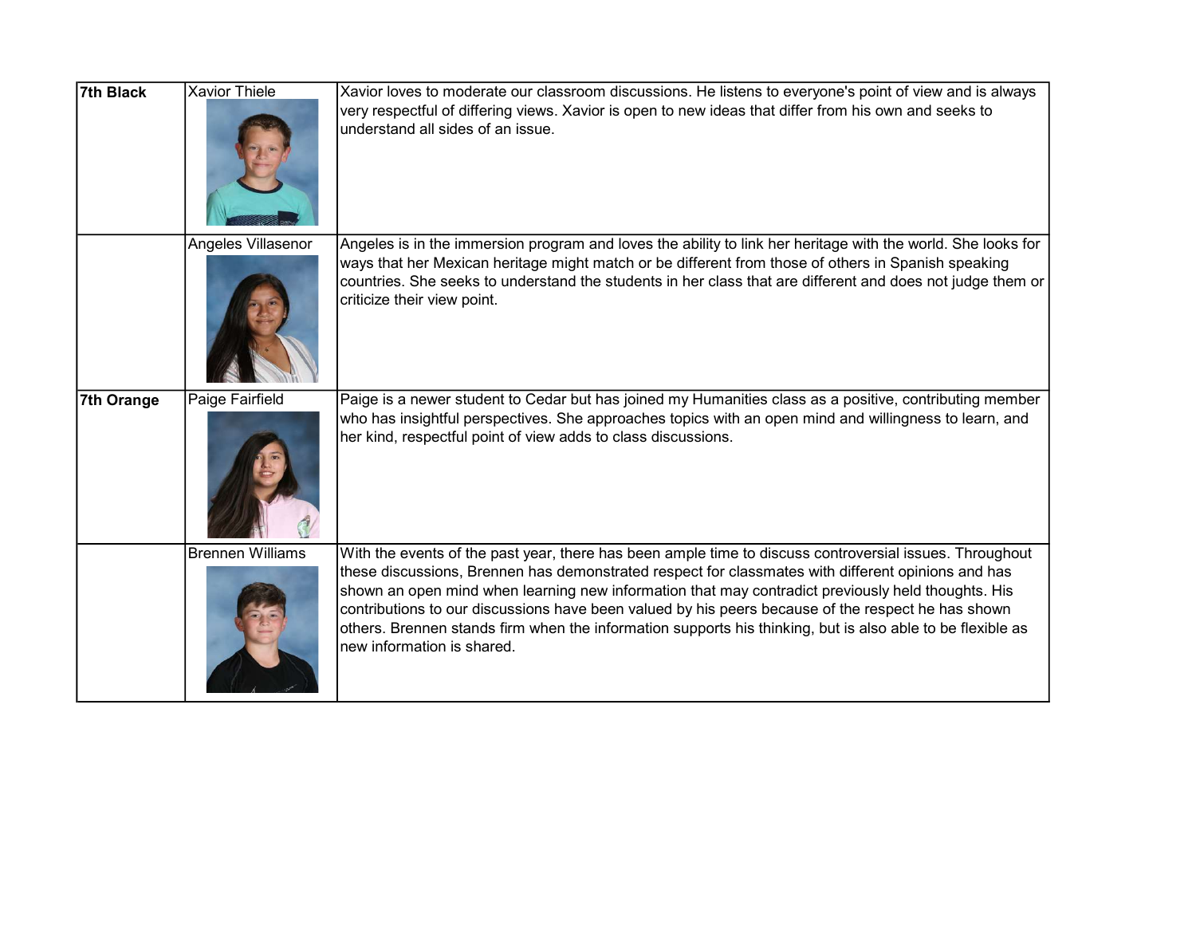| | | |
|---|---|---|
| **7th Black** | Xavior Thiele | Xavior loves to moderate our classroom discussions. He listens to everyone's point of view and is always very respectful of differing views. Xavior is open to new ideas that differ from his own and seeks to understand all sides of an issue. |
| | Angeles Villasenor | Angeles is in the immersion program and loves the ability to link her heritage with the world. She looks for ways that her Mexican heritage might match or be different from those of others in Spanish speaking countries. She seeks to understand the students in her class that are different and does not judge them or criticize their view point. |
| **7th Orange** | Paige Fairfield | Paige is a newer student to Cedar but has joined my Humanities class as a positive, contributing member who has insightful perspectives. She approaches topics with an open mind and willingness to learn, and her kind, respectful point of view adds to class discussions. |
| | Brennen Williams | With the events of the past year, there has been ample time to discuss controversial issues. Throughout these discussions, Brennen has demonstrated respect for classmates with different opinions and has shown an open mind when learning new information that may contradict previously held thoughts. His contributions to our discussions have been valued by his peers because of the respect he has shown others. Brennen stands firm when the information supports his thinking, but is also able to be flexible as new information is shared. |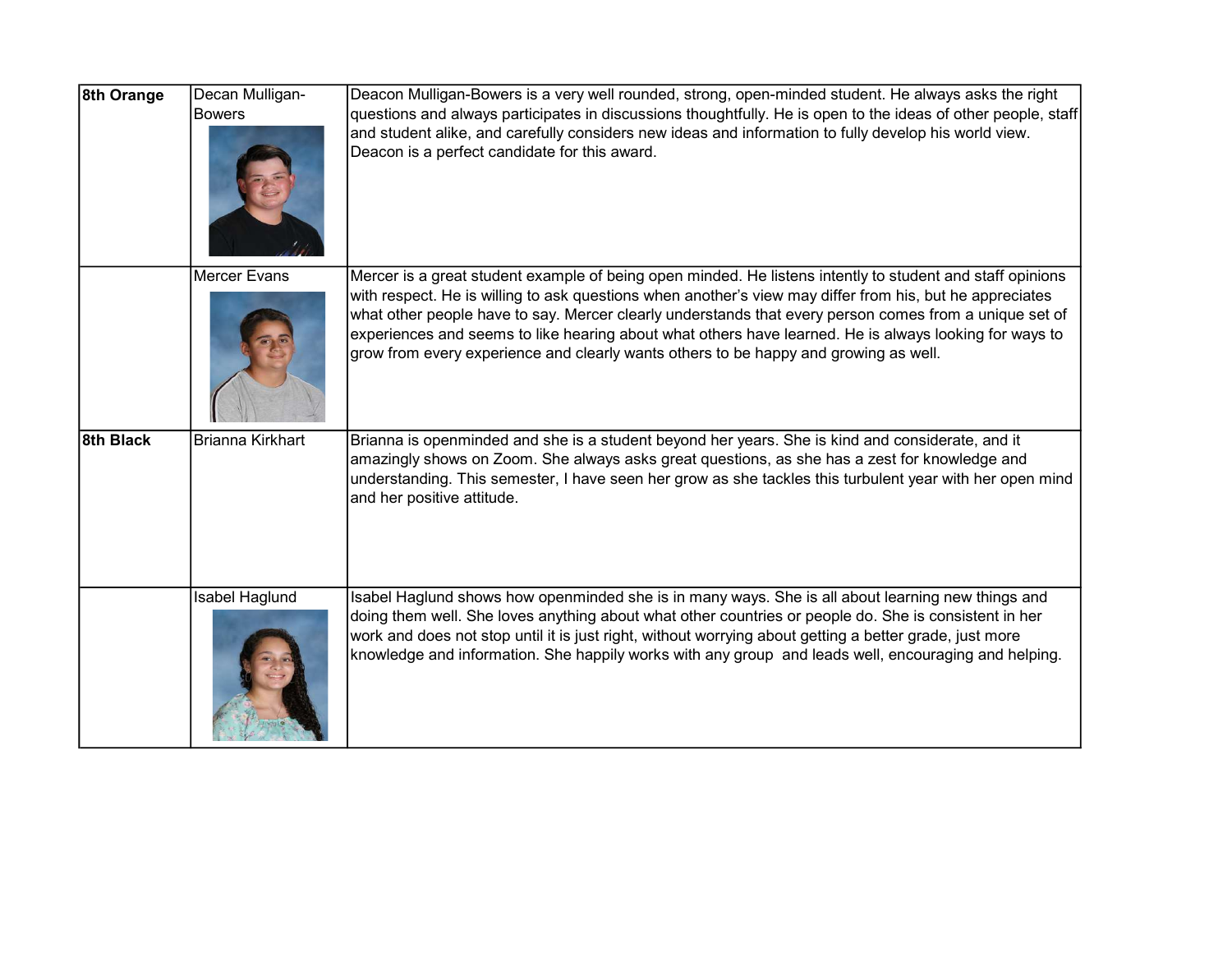| | | |
|---|---|---|
| **8th Orange** | Decan Mulligan-Bowers | Deacon Mulligan-Bowers is a very well rounded, strong, open-minded student. He always asks the right questions and always participates in discussions thoughtfully. He is open to the ideas of other people, staff and student alike, and carefully considers new ideas and information to fully develop his world view. Deacon is a perfect candidate for this award. |
| | Mercer Evans | Mercer is a great student example of being open minded. He listens intently to student and staff opinions with respect. He is willing to ask questions when another's view may differ from his, but he appreciates what other people have to say. Mercer clearly understands that every person comes from a unique set of experiences and seems to like hearing about what others have learned. He is always looking for ways to grow from every experience and clearly wants others to be happy and growing as well. |
| **8th Black** | Brianna Kirkhart | Brianna is openminded and she is a student beyond her years. She is kind and considerate, and it amazingly shows on Zoom. She always asks great questions, as she has a zest for knowledge and understanding. This semester, I have seen her grow as she tackles this turbulent year with her open mind and her positive attitude. |
| | Isabel Haglund | Isabel Haglund shows how openminded she is in many ways. She is all about learning new things and doing them well. She loves anything about what other countries or people do. She is consistent in her work and does not stop until it is just right, without worrying about getting a better grade, just more knowledge and information. She happily works with any group and leads well, encouraging and helping. |